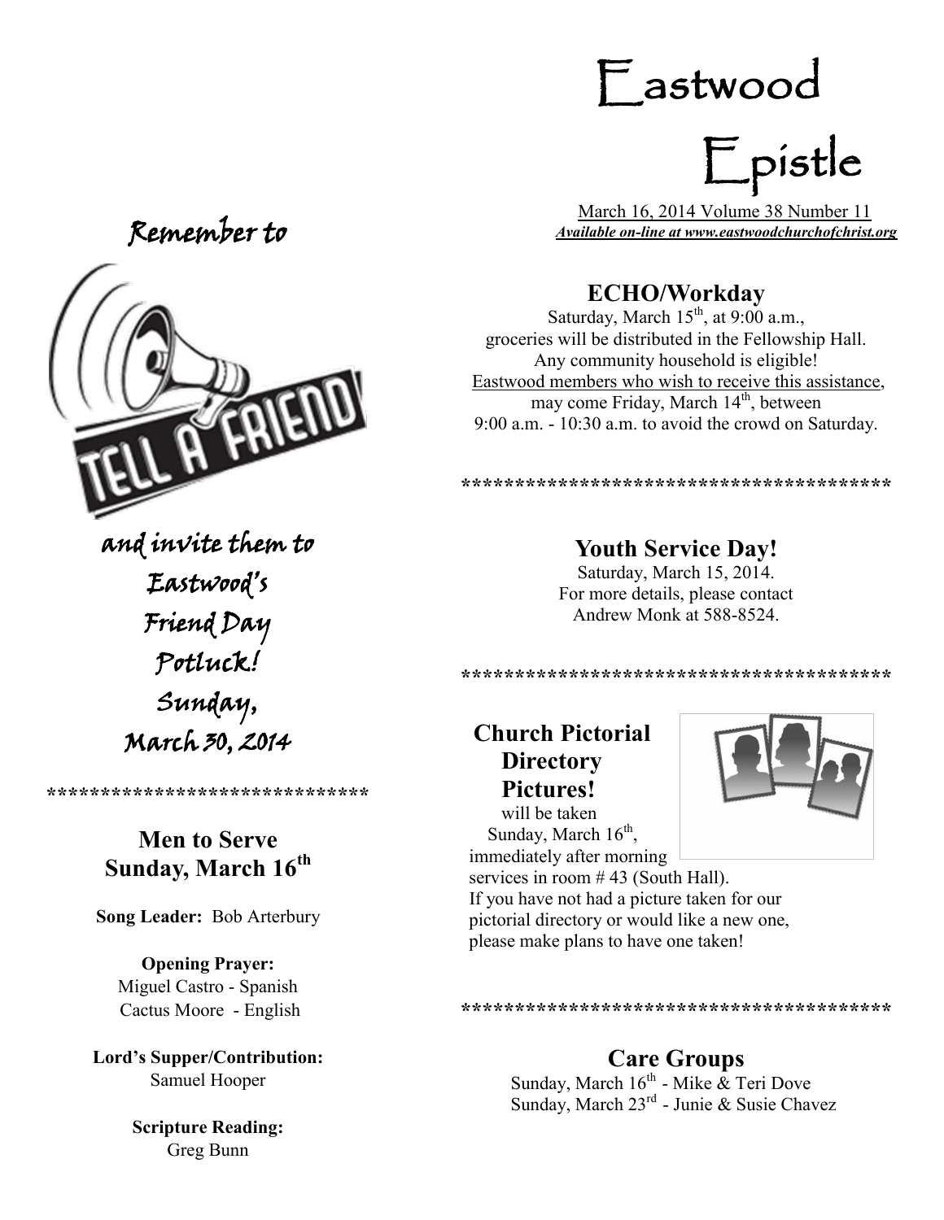# Eastwood Epistle

March 16, 2014 Volume 38 Number 11

***Available on-line at www.eastwoodchurchofchrist.org***

## ECHO/Workday

Saturday, March 15th, at 9:00 a.m., groceries will be distributed in the Fellowship Hall. Any community household is eligible! Eastwood members who wish to receive this assistance, may come Friday, March 14th, between 9:00 a.m. - 10:30 a.m. to avoid the crowd on Saturday.

*****************************************

## Youth Service Day!

Saturday, March 15, 2014.
For more details, please contact Andrew Monk at 588-8524.

*****************************************

## Church Pictorial Directory Pictures!

will be taken Sunday, March 16th, immediately after morning services in room # 43 (South Hall). If you have not had a picture taken for our pictorial directory or would like a new one, please make plans to have one taken!

*****************************************

## Care Groups

Sunday, March 16th - Mike & Teri Dove
Sunday, March 23rd - Junie & Susie Chavez

*Remember to*

TELL A FRIEND

*and invite them to Eastwood's Friend Day Potluck! Sunday, March 30, 2014*

******************************

## Men to Serve Sunday, March 16th

**Song Leader:** Bob Arterbury

**Opening Prayer:**
Miguel Castro - Spanish
Cactus Moore - English

**Lord's Supper/Contribution:**
Samuel Hooper

**Scripture Reading:**
Greg Bunn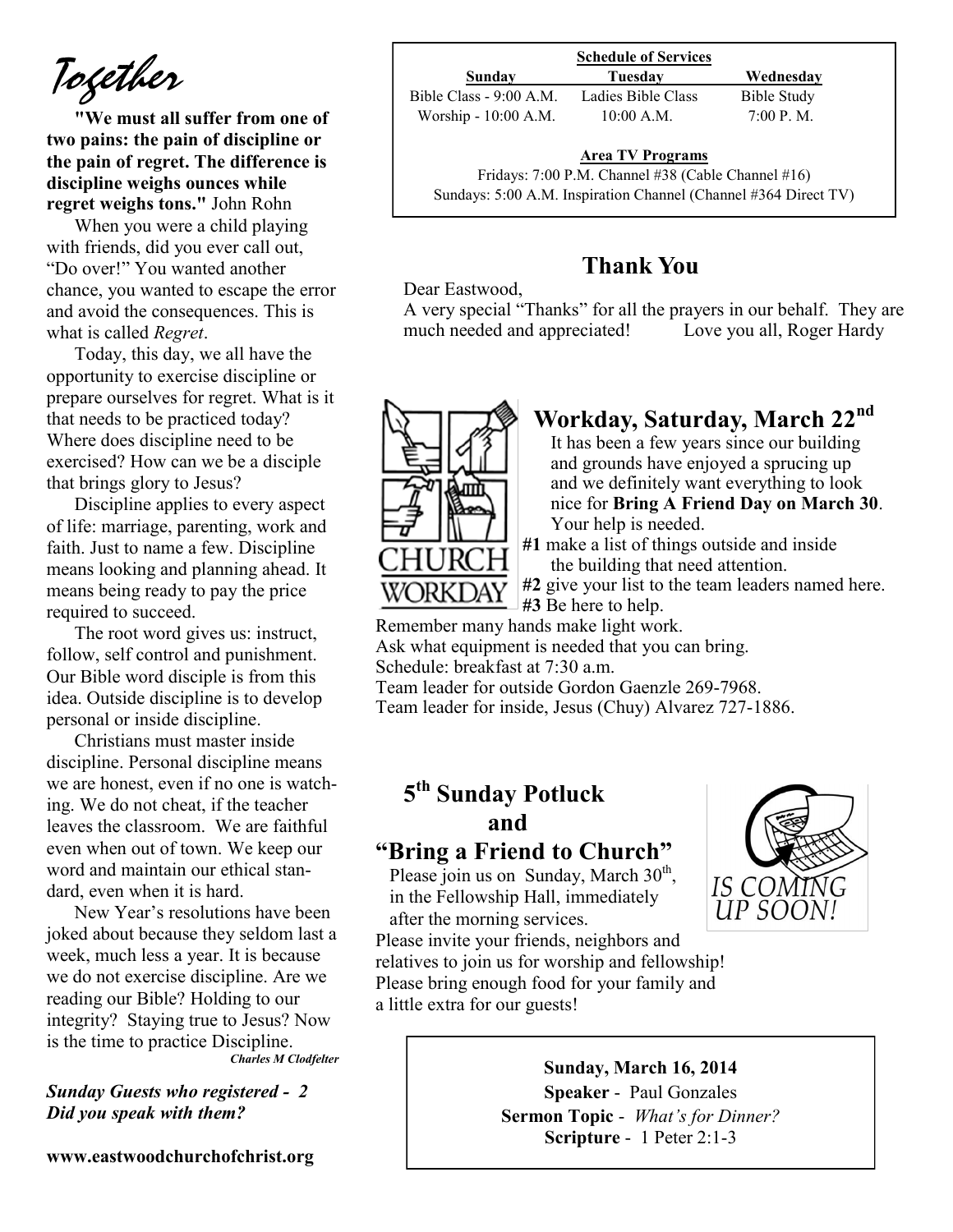# Together

**"We must all suffer from one of two pains: the pain of discipline or the pain of regret. The difference is discipline weighs ounces while regret weighs tons."** John Rohn

When you were a child playing with friends, did you ever call out, "Do over!" You wanted another chance, you wanted to escape the error and avoid the consequences. This is what is called *Regret*.

Today, this day, we all have the opportunity to exercise discipline or prepare ourselves for regret. What is it that needs to be practiced today? Where does discipline need to be exercised? How can we be a disciple that brings glory to Jesus?

Discipline applies to every aspect of life: marriage, parenting, work and faith. Just to name a few. Discipline means looking and planning ahead. It means being ready to pay the price required to succeed.

The root word gives us: instruct, follow, self control and punishment. Our Bible word disciple is from this idea. Outside discipline is to develop personal or inside discipline.

Christians must master inside discipline. Personal discipline means we are honest, even if no one is watching. We do not cheat, if the teacher leaves the classroom. We are faithful even when out of town. We keep our word and maintain our ethical standard, even when it is hard.

New Year's resolutions have been joked about because they seldom last a week, much less a year. It is because we do not exercise discipline. Are we reading our Bible? Holding to our integrity? Staying true to Jesus? Now is the time to practice Discipline.

***Charles M Clodfelter***

***Sunday Guests who registered - 2***
***Did you speak with them?***

**www.eastwoodchurchofchrist.org**

**Schedule of Services**

| Sunday | Tuesday | Wednesday |
|---|---|---|
| Bible Class - 9:00 A.M. | Ladies Bible Class | Bible Study |
| Worship - 10:00 A.M. | 10:00 A.M. | 7:00 P. M. |

**Area TV Programs**

Fridays: 7:00 P.M. Channel #38 (Cable Channel #16)
Sundays: 5:00 A.M. Inspiration Channel (Channel #364 Direct TV)

## Thank You

Dear Eastwood,
A very special "Thanks" for all the prayers in our behalf. They are much needed and appreciated! Love you all, Roger Hardy

## Workday, Saturday, March 22nd

It has been a few years since our building and grounds have enjoyed a sprucing up and we definitely want everything to look nice for **Bring A Friend Day on March 30**. Your help is needed.

**#1** make a list of things outside and inside the building that need attention.
**#2** give your list to the team leaders named here.
**#3** Be here to help.

Remember many hands make light work.
Ask what equipment is needed that you can bring.
Schedule: breakfast at 7:30 a.m.
Team leader for outside Gordon Gaenzle 269-7968.
Team leader for inside, Jesus (Chuy) Alvarez 727-1886.

## 5th Sunday Potluck and "Bring a Friend to Church"

Please join us on Sunday, March 30th, in the Fellowship Hall, immediately after the morning services.
Please invite your friends, neighbors and relatives to join us for worship and fellowship!
Please bring enough food for your family and a little extra for our guests!

**Sunday, March 16, 2014**
**Speaker** - Paul Gonzales
**Sermon Topic** - *What's for Dinner?*
**Scripture** - 1 Peter 2:1-3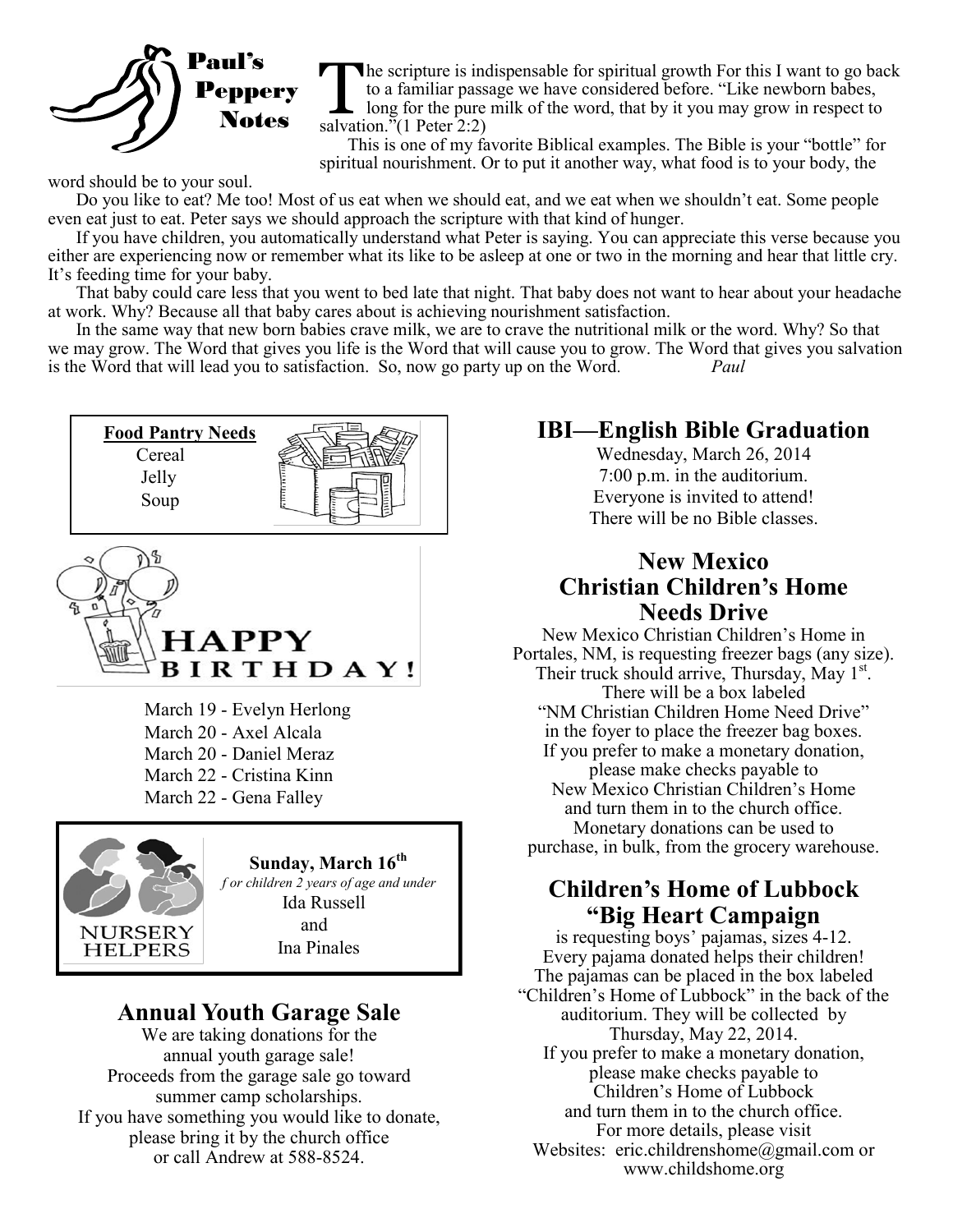## Paul's Peppery Notes

The scripture is indispensable for spiritual growth For this I want to go back to a familiar passage we have considered before. "Like newborn babes, long for the pure milk of the word, that by it you may grow in respect to salvation."(1 Peter 2:2)

This is one of my favorite Biblical examples. The Bible is your "bottle" for spiritual nourishment. Or to put it another way, what food is to your body, the word should be to your soul.

Do you like to eat? Me too! Most of us eat when we should eat, and we eat when we shouldn't eat. Some people even eat just to eat. Peter says we should approach the scripture with that kind of hunger.

If you have children, you automatically understand what Peter is saying. You can appreciate this verse because you either are experiencing now or remember what its like to be asleep at one or two in the morning and hear that little cry. It's feeding time for your baby.

That baby could care less that you went to bed late that night. That baby does not want to hear about your headache at work. Why? Because all that baby cares about is achieving nourishment satisfaction.

In the same way that new born babies crave milk, we are to crave the nutritional milk or the word. Why? So that we may grow. The Word that gives you life is the Word that will cause you to grow. The Word that gives you salvation is the Word that will lead you to satisfaction. So, now go party up on the Word. *Paul*

**Food Pantry Needs**

Cereal
Jelly
Soup

## HAPPY BIRTHDAY!

March 19 - Evelyn Herlong
March 20 - Axel Alcala
March 20 - Daniel Meraz
March 22 - Cristina Kinn
March 22 - Gena Falley

**NURSERY HELPERS**

**Sunday, March 16th**

*for children 2 years of age and under*

Ida Russell
and
Ina Pinales

## Annual Youth Garage Sale

We are taking donations for the annual youth garage sale! Proceeds from the garage sale go toward summer camp scholarships. If you have something you would like to donate, please bring it by the church office or call Andrew at 588-8524.

## IBI—English Bible Graduation

Wednesday, March 26, 2014
7:00 p.m. in the auditorium.
Everyone is invited to attend!
There will be no Bible classes.

## New Mexico Christian Children's Home Needs Drive

New Mexico Christian Children's Home in Portales, NM, is requesting freezer bags (any size). Their truck should arrive, Thursday, May 1st. There will be a box labeled "NM Christian Children Home Need Drive" in the foyer to place the freezer bag boxes. If you prefer to make a monetary donation, please make checks payable to New Mexico Christian Children's Home and turn them in to the church office. Monetary donations can be used to purchase, in bulk, from the grocery warehouse.

## Children's Home of Lubbock "Big Heart Campaign

is requesting boys' pajamas, sizes 4-12. Every pajama donated helps their children! The pajamas can be placed in the box labeled "Children's Home of Lubbock" in the back of the auditorium. They will be collected by Thursday, May 22, 2014. If you prefer to make a monetary donation, please make checks payable to Children's Home of Lubbock and turn them in to the church office. For more details, please visit Websites: eric.childrenshome@gmail.com or www.childshome.org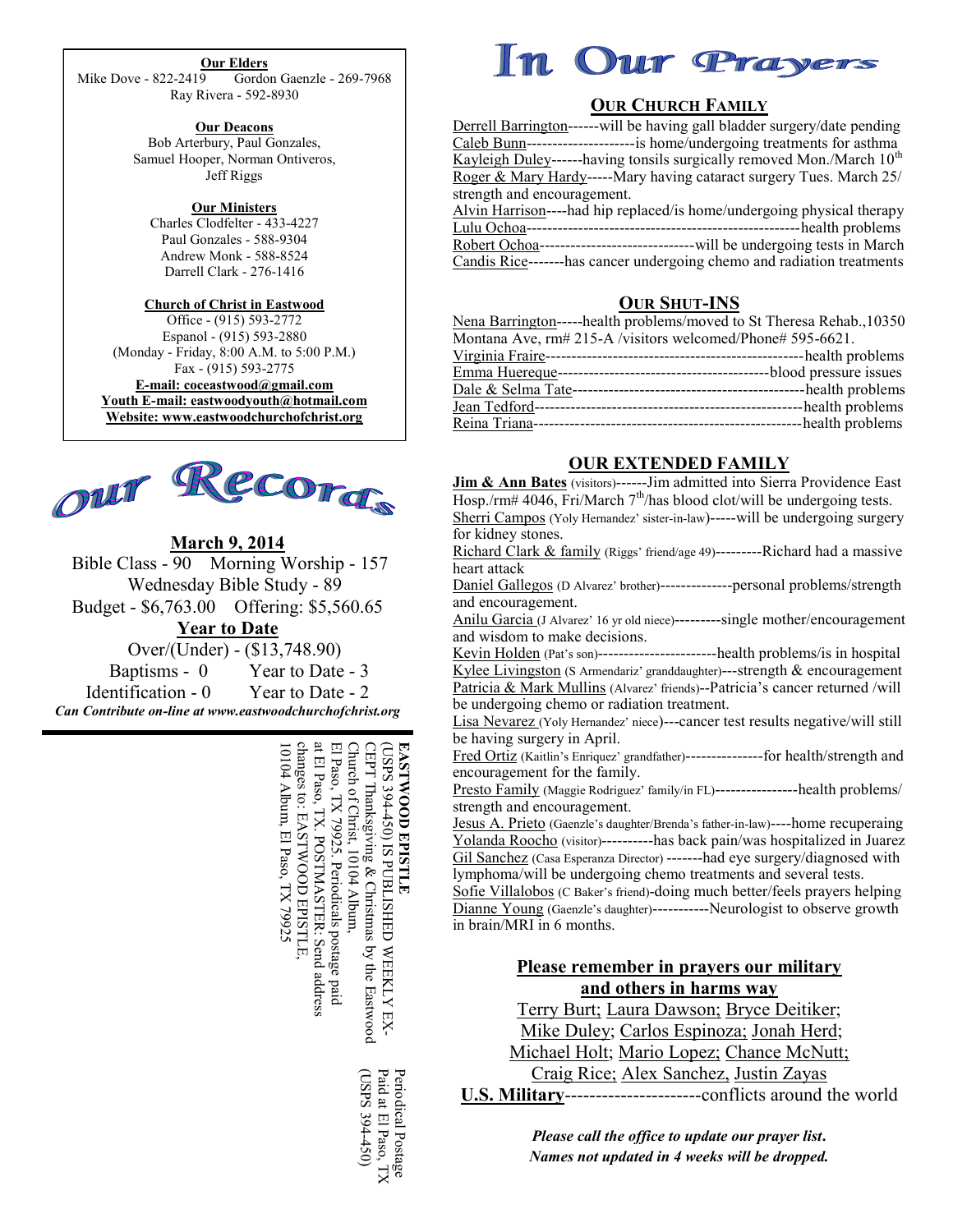**Our Elders**

Mike Dove - 822-2419 Gordon Gaenzle - 269-7968
Ray Rivera - 592-8930

**Our Deacons**

Bob Arterbury, Paul Gonzales,
Samuel Hooper, Norman Ontiveros,
Jeff Riggs

**Our Ministers**

Charles Clodfelter - 433-4227
Paul Gonzales - 588-9304
Andrew Monk - 588-8524
Darrell Clark - 276-1416

**Church of Christ in Eastwood**

Office - (915) 593-2772
Espanol - (915) 593-2880
(Monday - Friday, 8:00 A.M. to 5:00 P.M.)
Fax - (915) 593-2775
**E-mail: coceastwood@gmail.com**
**Youth E-mail: eastwoodyouth@hotmail.com**
**Website: www.eastwoodchurchofchrist.org**

# Our Records

**March 9, 2014**

Bible Class - 90 Morning Worship - 157
Wednesday Bible Study - 89
Budget - $6,763.00 Offering: $5,560.65

**Year to Date**

Over/(Under) - ($13,748.90)
Baptisms - 0 Year to Date - 3
Identification - 0 Year to Date - 2

***Can Contribute on-line at www.eastwoodchurchofchrist.org***

**EASTWOOD EPISTLE** (USPS 394-450) IS PUBLISHED WEEKLY EXCEPT Thanksgiving & Christmas by the Eastwood Church of Christ, 10104 Album, El Paso, TX 79925. Periodicals postage paid at El Paso, TX. POSTMASTER: Send address changes to: EASTWOOD EPISTLE, 10104 Album, El Paso, TX 79925

Periodical Postage Paid at El Paso, TX (USPS 394-450)

# In Our Prayers

## Our Church Family

Derrell Barrington------will be having gall bladder surgery/date pending
Caleb Bunn---------------------is home/undergoing treatments for asthma
Kayleigh Duley------having tonsils surgically removed Mon./March 10th
Roger & Mary Hardy-----Mary having cataract surgery Tues. March 25/ strength and encouragement.
Alvin Harrison----had hip replaced/is home/undergoing physical therapy
Lulu Ochoa-----------------------------------------------------health problems
Robert Ochoa-----------------------------will be undergoing tests in March
Candis Rice-------has cancer undergoing chemo and radiation treatments

## Our Shut-Ins

Nena Barrington-----health problems/moved to St Theresa Rehab.,10350 Montana Ave, rm# 215-A /visitors welcomed/Phone# 595-6621.
Virginia Fraire-------------------------------------------------health problems
Emma Huereque----------------------------------------blood pressure issues
Dale & Selma Tate---------------------------------------------health problems
Jean Tedford---------------------------------------------------health problems
Reina Triana---------------------------------------------------health problems

## OUR EXTENDED FAMILY

**Jim & Ann Bates** (visitors)------Jim admitted into Sierra Providence East Hosp./rm# 4046, Fri/March 7th/has blood clot/will be undergoing tests.
Sherri Campos (Yoly Hernandez' sister-in-law)-----will be undergoing surgery for kidney stones.
Richard Clark & family (Riggs' friend/age 49)---------Richard had a massive heart attack
Daniel Gallegos (D Alvarez' brother)--------------personal problems/strength and encouragement.
Anilu Garcia (J Alvarez' 16 yr old niece)---------single mother/encouragement and wisdom to make decisions.
Kevin Holden (Pat's son)-----------------------health problems/is in hospital
Kylee Livingston (S Armendariz' granddaughter)---strength & encouragement
Patricia & Mark Mullins (Alvarez' friends)--Patricia's cancer returned /will be undergoing chemo or radiation treatment.
Lisa Nevarez (Yoly Hernandez' niece)---cancer test results negative/will still be having surgery in April.
Fred Ortiz (Kaitlin's Enriquez' grandfather)---------------for health/strength and encouragement for the family.
Presto Family (Maggie Rodriguez' family/in FL)----------------health problems/ strength and encouragement.
Jesus A. Prieto (Gaenzle's daughter/Brenda's father-in-law)----home recuperaing
Yolanda Roocho (visitor)----------has back pain/was hospitalized in Juarez
Gil Sanchez (Casa Esperanza Director) -------had eye surgery/diagnosed with lymphoma/will be undergoing chemo treatments and several tests.
Sofie Villalobos (C Baker's friend)-doing much better/feels prayers helping
Dianne Young (Gaenzle's daughter)-----------Neurologist to observe growth in brain/MRI in 6 months.

**Please remember in prayers our military and others in harms way**

Terry Burt; Laura Dawson; Bryce Deitiker;
Mike Duley; Carlos Espinoza; Jonah Herd;
Michael Holt; Mario Lopez; Chance McNutt;
Craig Rice; Alex Sanchez, Justin Zayas
**U.S. Military**----------------------conflicts around the world

***Please call the office to update our prayer list.***
***Names not updated in 4 weeks will be dropped.***